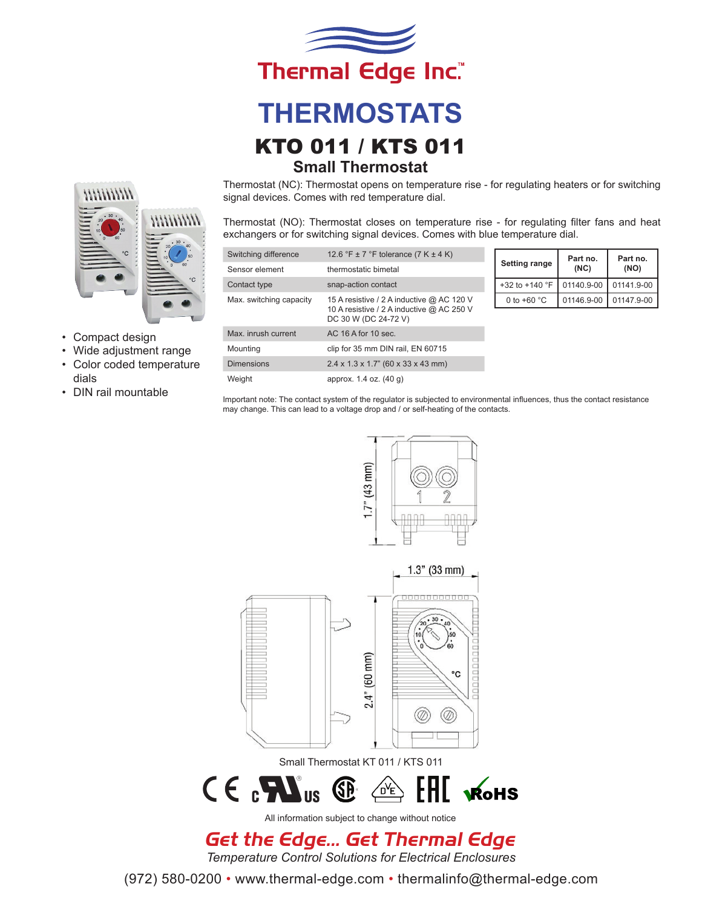Thermal Edge Inc.™

# THERMOSTATS

## KTO 011 / KTS 011

### Small Thermostat

Thermostat (NC): Thermostat opens on temperature rise - for regulating heaters or for switching signal devices. Comes with red temperature dial.

Thermostat (NO): Thermostat closes on temperature rise - for regulating filter fans and heat exchangers or for switching signal devices. Comes with blue temperature dial.

| | |
|---|---|
| Switching difference | 12.6 °F ± 7 °F tolerance (7 K ± 4 K) |
| Sensor element | thermostatic bimetal |
| Contact type | snap-action contact |
| Max. switching capacity | 15 A resistive / 2 A inductive @ AC 120 V<br>10 A resistive / 2 A inductive @ AC 250 V<br>DC 30 W (DC 24-72 V) |
| Max. inrush current | AC 16 A for 10 sec. |
| Mounting | clip for 35 mm DIN rail, EN 60715 |
| Dimensions | 2.4 x 1.3 x 1.7" (60 x 33 x 43 mm) |
| Weight | approx. 1.4 oz. (40 g) |

| Setting range | Part no. (NC) | Part no. (NO) |
|---|---|---|
| +32 to +140 °F | 01140.9-00 | 01141.9-00 |
| 0 to +60 °C | 01146.9-00 | 01147.9-00 |

- Compact design
- Wide adjustment range
- Color coded temperature dials
- DIN rail mountable

Important note: The contact system of the regulator is subjected to environmental influences, thus the contact resistance may change. This can lead to a voltage drop and / or self-heating of the contacts.

1.7" (43 mm)

1.3" (33 mm)

2.4" (60 mm)

Small Thermostat KT 011 / KTS 011

All information subject to change without notice

*Get the Edge... Get Thermal Edge*

*Temperature Control Solutions for Electrical Enclosures*

(972) 580-0200 • www.thermal-edge.com • thermalinfo@thermal-edge.com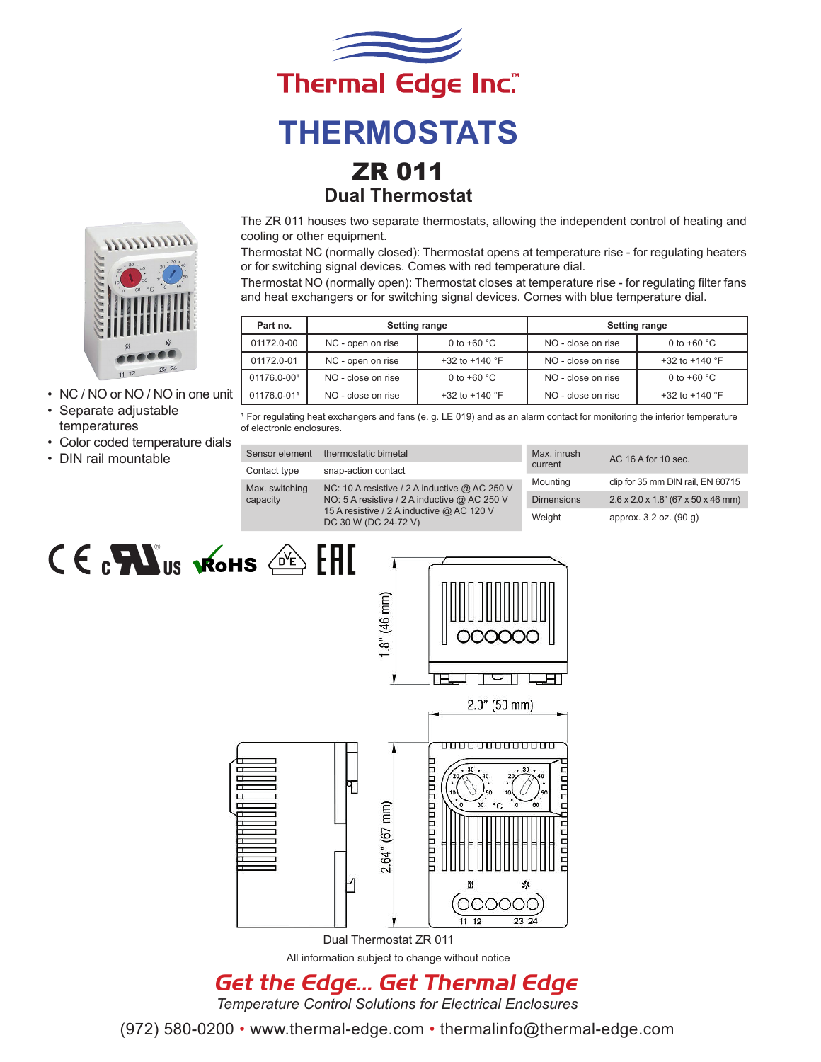Thermal Edge Inc.™

# THERMOSTATS

## ZR 011

### Dual Thermostat

The ZR 011 houses two separate thermostats, allowing the independent control of heating and cooling or other equipment.

Thermostat NC (normally closed): Thermostat opens at temperature rise - for regulating heaters or for switching signal devices. Comes with red temperature dial.

Thermostat NO (normally open): Thermostat closes at temperature rise - for regulating filter fans and heat exchangers or for switching signal devices. Comes with blue temperature dial.

- NC / NO or NO / NO in one unit
- Separate adjustable temperatures
- Color coded temperature dials
- DIN rail mountable

| Part no. | Setting range | | Setting range | |
|---|---|---|---|---|
| 01172.0-00 | NC - open on rise | 0 to +60 °C | NO - close on rise | 0 to +60 °C |
| 01172.0-01 | NC - open on rise | +32 to +140 °F | NO - close on rise | +32 to +140 °F |
| 01176.0-00[1] | NO - close on rise | 0 to +60 °C | NO - close on rise | 0 to +60 °C |
| 01176.0-01[1] | NO - close on rise | +32 to +140 °F | NO - close on rise | +32 to +140 °F |

[1] For regulating heat exchangers and fans (e. g. LE 019) and as an alarm contact for monitoring the interior temperature of electronic enclosures.

| | | | |
|---|---|---|---|
| Sensor element | thermostatic bimetal | Max. inrush current | AC 16 A for 10 sec. |
| Contact type | snap-action contact | Mounting | clip for 35 mm DIN rail, EN 60715 |
| Max. switching capacity | NC: 10 A resistive / 2 A inductive @ AC 250 V<br>NO: 5 A resistive / 2 A inductive @ AC 250 V<br>15 A resistive / 2 A inductive @ AC 120 V<br>DC 30 W (DC 24-72 V) | Dimensions | 2.6 x 2.0 x 1.8" (67 x 50 x 46 mm) |
| | | Weight | approx. 3.2 oz. (90 g) |

1.8" (46 mm)

2.0" (50 mm)

2.64" (67 mm)

Dual Thermostat ZR 011

All information subject to change without notice

***Get the Edge... Get Thermal Edge***

*Temperature Control Solutions for Electrical Enclosures*

(972) 580-0200 • www.thermal-edge.com • thermalinfo@thermal-edge.com